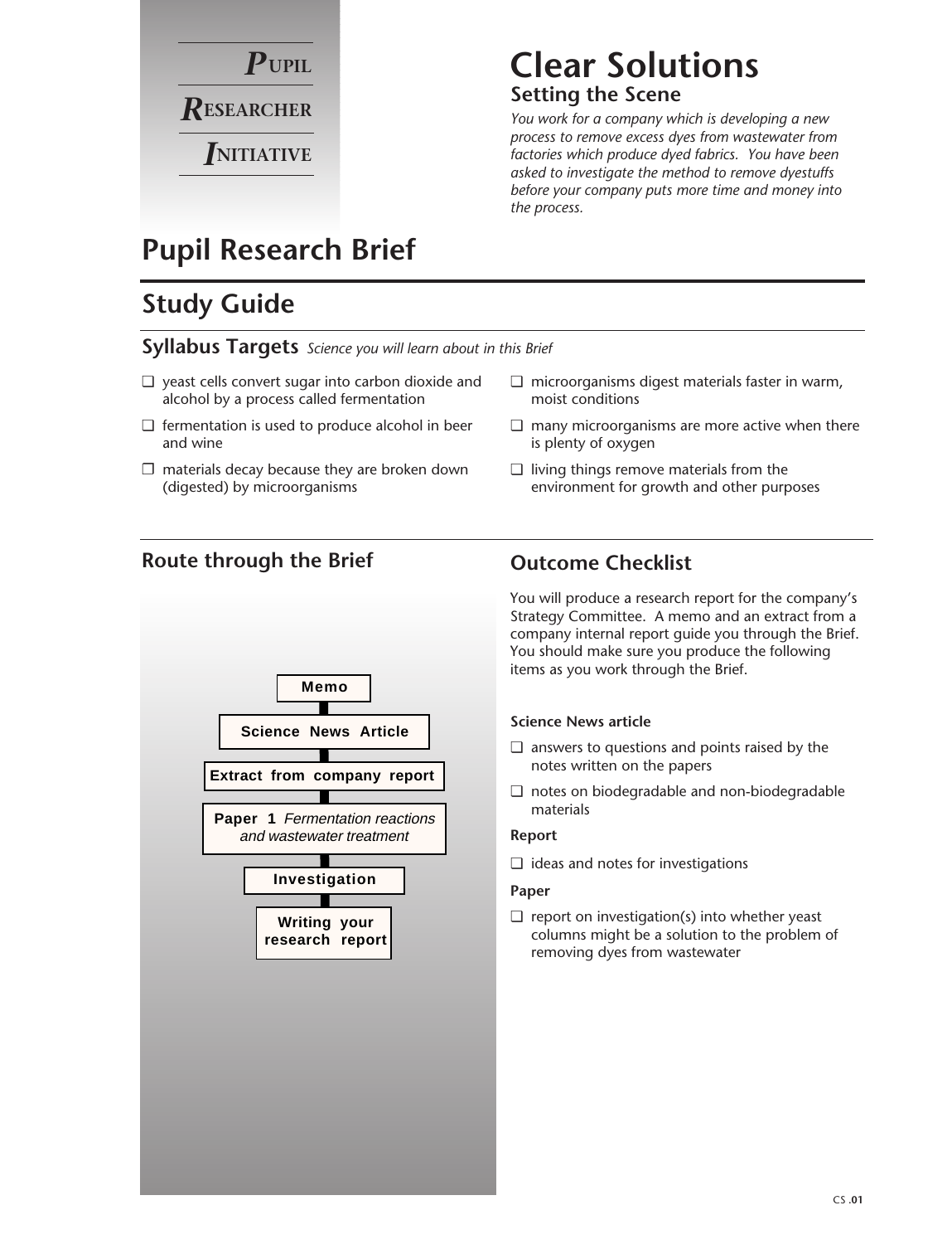**P**UPIL
**R**ESEARCHER
**I**NITIATIVE

# Clear Solutions

## Setting the Scene

*You work for a company which is developing a new process to remove excess dyes from wastewater from factories which produce dyed fabrics. You have been asked to investigate the method to remove dyestuffs before your company puts more time and money into the process.*

# Pupil Research Brief

## Study Guide

### Syllabus Targets *Science you will learn about in this Brief*

- ❑ yeast cells convert sugar into carbon dioxide and alcohol by a process called fermentation
- ❑ fermentation is used to produce alcohol in beer and wine
- ❑ materials decay because they are broken down (digested) by microorganisms
- ❑ microorganisms digest materials faster in warm, moist conditions
- ❑ many microorganisms are more active when there is plenty of oxygen
- ❑ living things remove materials from the environment for growth and other purposes

### Route through the Brief

- Memo
- Science News Article
- Extract from company report
- Paper 1 *Fermentation reactions and wastewater treatment*
- Investigation
- Writing your research report

### Outcome Checklist

You will produce a research report for the company's Strategy Committee. A memo and an extract from a company internal report guide you through the Brief. You should make sure you produce the following items as you work through the Brief.

**Science News article**

- ❑ answers to questions and points raised by the notes written on the papers
- ❑ notes on biodegradable and non-biodegradable materials

**Report**

- ❑ ideas and notes for investigations

**Paper**

- ❑ report on investigation(s) into whether yeast columns might be a solution to the problem of removing dyes from wastewater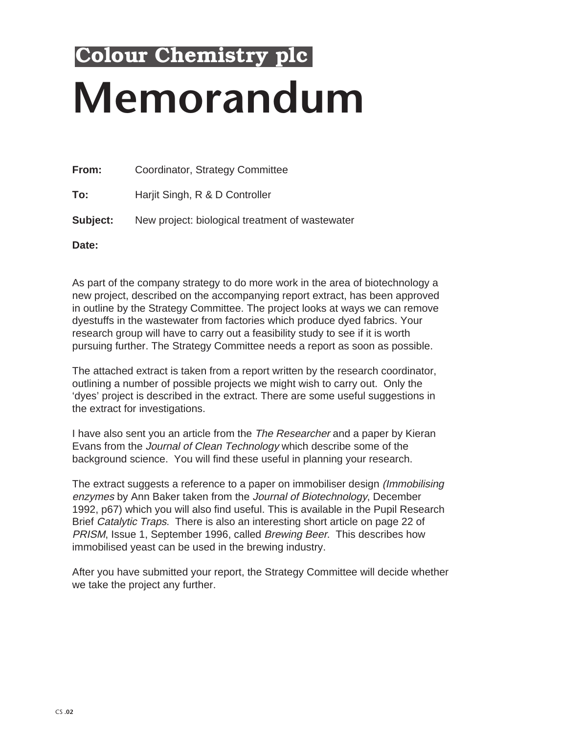**Colour Chemistry plc**

# Memorandum

**From:** Coordinator, Strategy Committee

**To:** Harjit Singh, R & D Controller

**Subject:** New project: biological treatment of wastewater

**Date:**

As part of the company strategy to do more work in the area of biotechnology a new project, described on the accompanying report extract, has been approved in outline by the Strategy Committee. The project looks at ways we can remove dyestuffs in the wastewater from factories which produce dyed fabrics. Your research group will have to carry out a feasibility study to see if it is worth pursuing further. The Strategy Committee needs a report as soon as possible.

The attached extract is taken from a report written by the research coordinator, outlining a number of possible projects we might wish to carry out. Only the 'dyes' project is described in the extract. There are some useful suggestions in the extract for investigations.

I have also sent you an article from the *The Researcher* and a paper by Kieran Evans from the *Journal of Clean Technology* which describe some of the background science. You will find these useful in planning your research.

The extract suggests a reference to a paper on immobiliser design *(Immobilising enzymes* by Ann Baker taken from the *Journal of Biotechnology*, December 1992, p67) which you will also find useful. This is available in the Pupil Research Brief *Catalytic Traps*. There is also an interesting short article on page 22 of *PRISM*, Issue 1, September 1996, called *Brewing Beer.* This describes how immobilised yeast can be used in the brewing industry.

After you have submitted your report, the Strategy Committee will decide whether we take the project any further.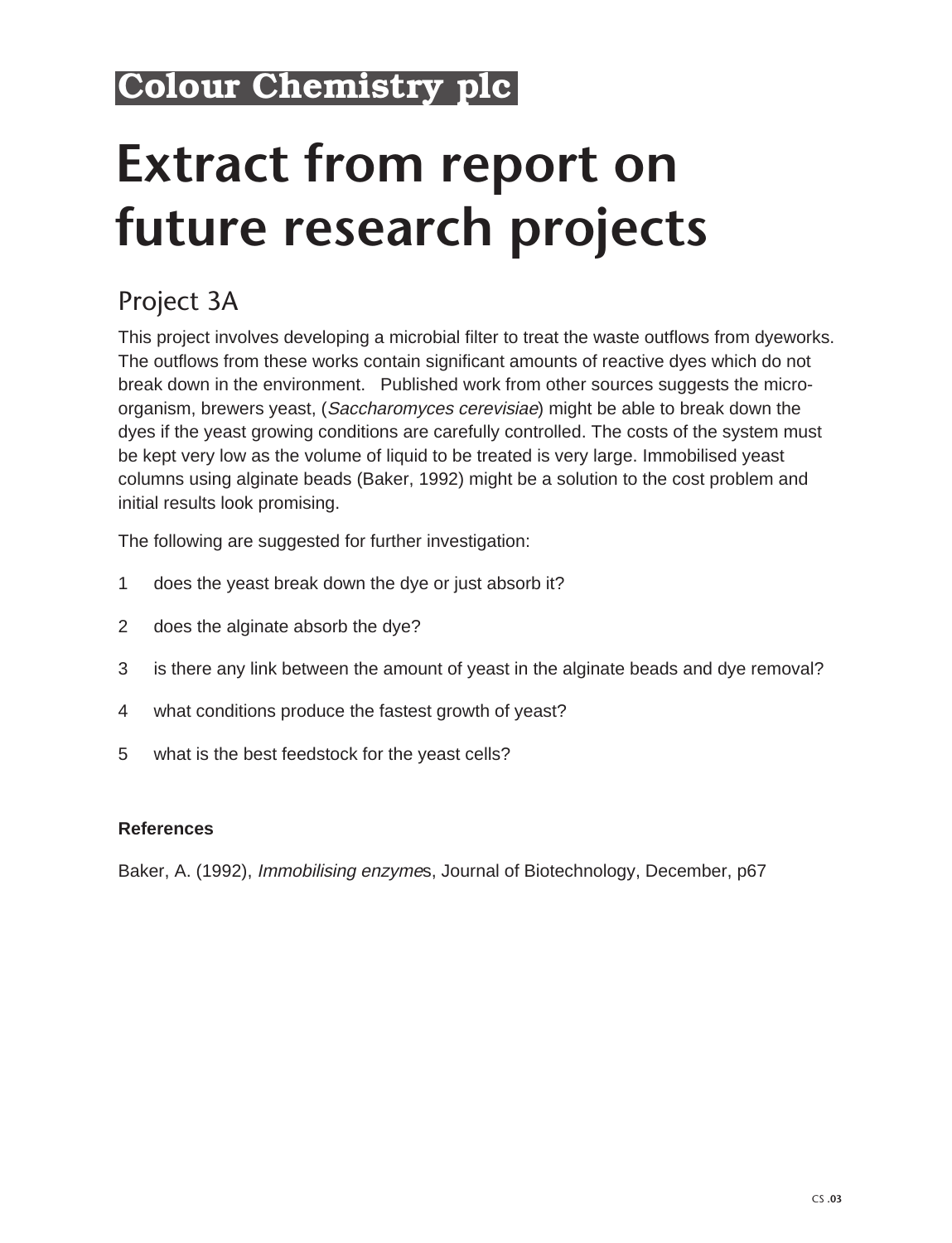**Colour Chemistry plc**

# Extract from report on future research projects

## Project 3A

This project involves developing a microbial filter to treat the waste outflows from dyeworks. The outflows from these works contain significant amounts of reactive dyes which do not break down in the environment. Published work from other sources suggests the micro-organism, brewers yeast, (*Saccharomyces cerevisiae*) might be able to break down the dyes if the yeast growing conditions are carefully controlled. The costs of the system must be kept very low as the volume of liquid to be treated is very large. Immobilised yeast columns using alginate beads (Baker, 1992) might be a solution to the cost problem and initial results look promising.

The following are suggested for further investigation:

1. does the yeast break down the dye or just absorb it?
2. does the alginate absorb the dye?
3. is there any link between the amount of yeast in the alginate beads and dye removal?
4. what conditions produce the fastest growth of yeast?
5. what is the best feedstock for the yeast cells?

**References**

Baker, A. (1992), *Immobilising enzymes*, Journal of Biotechnology, December, p67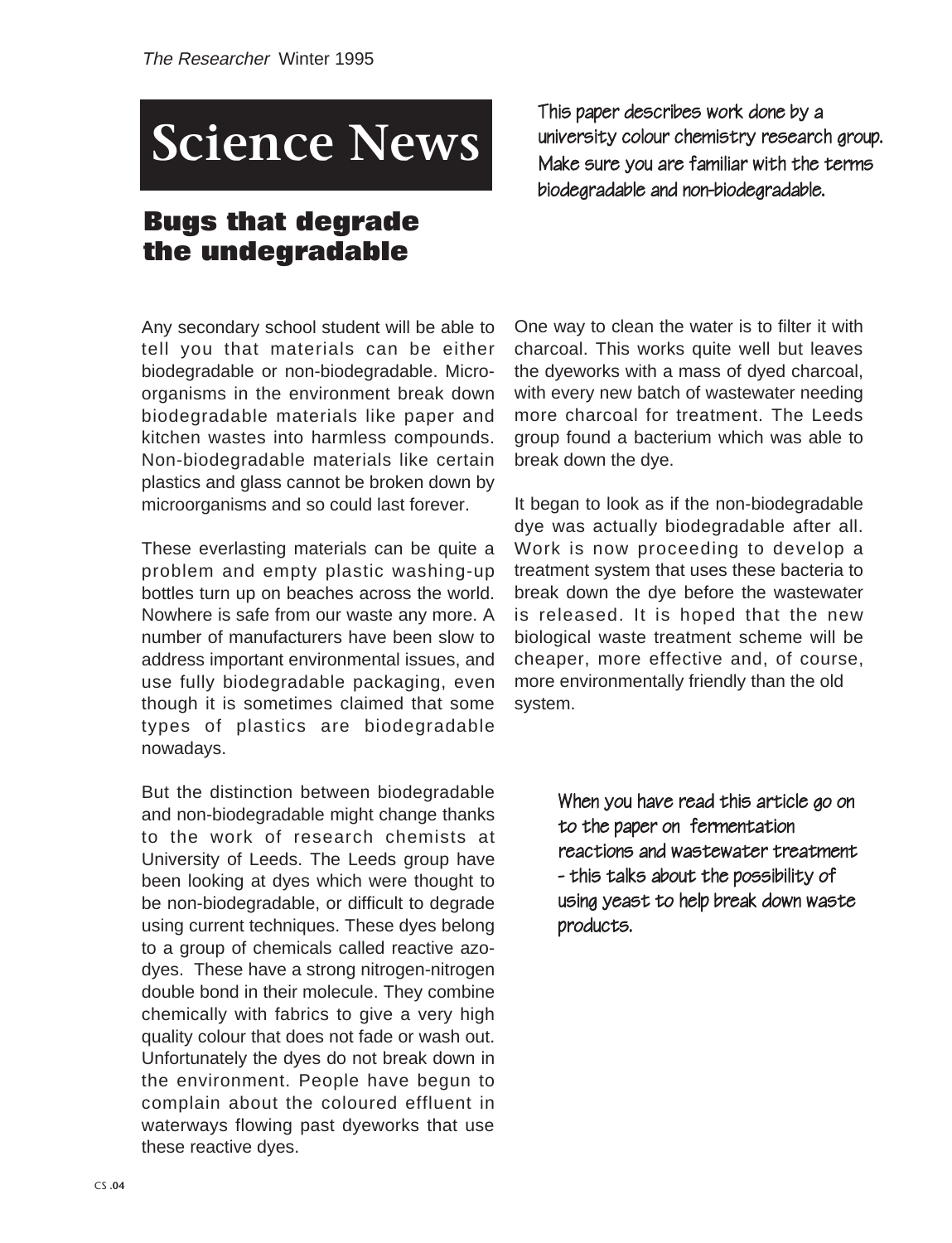# Science News

## Bugs that degrade the undegradable

*This paper describes work done by a university colour chemistry research group. Make sure you are familiar with the terms biodegradable and non-biodegradable.*

Any secondary school student will be able to tell you that materials can be either biodegradable or non-biodegradable. Micro-organisms in the environment break down biodegradable materials like paper and kitchen wastes into harmless compounds. Non-biodegradable materials like certain plastics and glass cannot be broken down by microorganisms and so could last forever.

These everlasting materials can be quite a problem and empty plastic washing-up bottles turn up on beaches across the world. Nowhere is safe from our waste any more. A number of manufacturers have been slow to address important environmental issues, and use fully biodegradable packaging, even though it is sometimes claimed that some types of plastics are biodegradable nowadays.

But the distinction between biodegradable and non-biodegradable might change thanks to the work of research chemists at University of Leeds. The Leeds group have been looking at dyes which were thought to be non-biodegradable, or difficult to degrade using current techniques. These dyes belong to a group of chemicals called reactive azo-dyes. These have a strong nitrogen-nitrogen double bond in their molecule. They combine chemically with fabrics to give a very high quality colour that does not fade or wash out. Unfortunately the dyes do not break down in the environment. People have begun to complain about the coloured effluent in waterways flowing past dyeworks that use these reactive dyes.

One way to clean the water is to filter it with charcoal. This works quite well but leaves the dyeworks with a mass of dyed charcoal, with every new batch of wastewater needing more charcoal for treatment. The Leeds group found a bacterium which was able to break down the dye.

It began to look as if the non-biodegradable dye was actually biodegradable after all. Work is now proceeding to develop a treatment system that uses these bacteria to break down the dye before the wastewater is released. It is hoped that the new biological waste treatment scheme will be cheaper, more effective and, of course, more environmentally friendly than the old system.

*When you have read this article go on to the paper on fermentation reactions and wastewater treatment - this talks about the possibility of using yeast to help break down waste products.*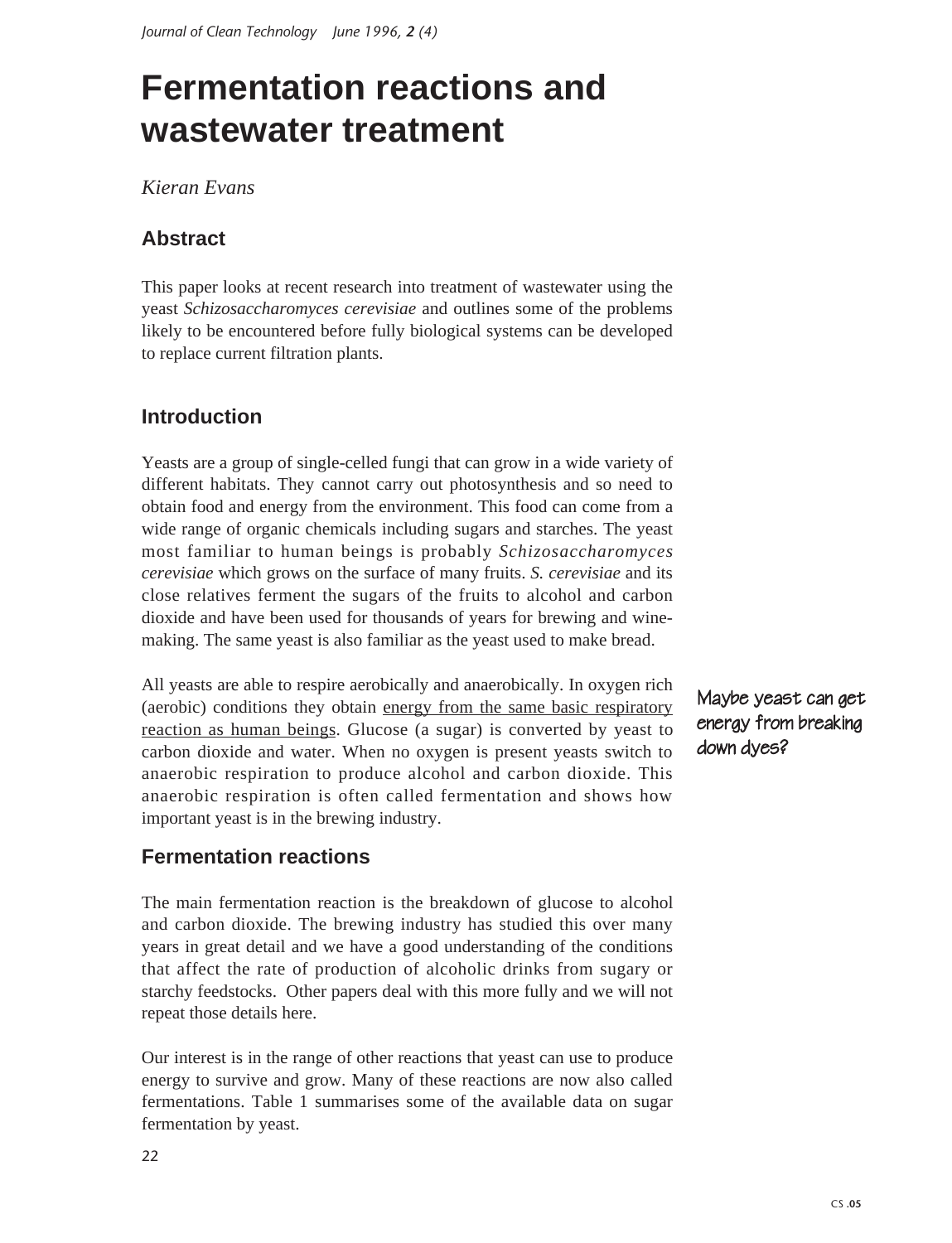# Fermentation reactions and wastewater treatment

*Kieran Evans*

## Abstract

This paper looks at recent research into treatment of wastewater using the yeast *Schizosaccharomyces cerevisiae* and outlines some of the problems likely to be encountered before fully biological systems can be developed to replace current filtration plants.

## Introduction

Yeasts are a group of single-celled fungi that can grow in a wide variety of different habitats. They cannot carry out photosynthesis and so need to obtain food and energy from the environment. This food can come from a wide range of organic chemicals including sugars and starches. The yeast most familiar to human beings is probably *Schizosaccharomyces cerevisiae* which grows on the surface of many fruits. *S. cerevisiae* and its close relatives ferment the sugars of the fruits to alcohol and carbon dioxide and have been used for thousands of years for brewing and wine-making. The same yeast is also familiar as the yeast used to make bread.

All yeasts are able to respire aerobically and anaerobically. In oxygen rich (aerobic) conditions they obtain <u>energy from the same basic respiratory reaction as human beings</u>. Glucose (a sugar) is converted by yeast to carbon dioxide and water. When no oxygen is present yeasts switch to anaerobic respiration to produce alcohol and carbon dioxide. This anaerobic respiration is often called fermentation and shows how important yeast is in the brewing industry.

Maybe yeast can get energy from breaking down dyes?

## Fermentation reactions

The main fermentation reaction is the breakdown of glucose to alcohol and carbon dioxide. The brewing industry has studied this over many years in great detail and we have a good understanding of the conditions that affect the rate of production of alcoholic drinks from sugary or starchy feedstocks. Other papers deal with this more fully and we will not repeat those details here.

Our interest is in the range of other reactions that yeast can use to produce energy to survive and grow. Many of these reactions are now also called fermentations. Table 1 summarises some of the available data on sugar fermentation by yeast.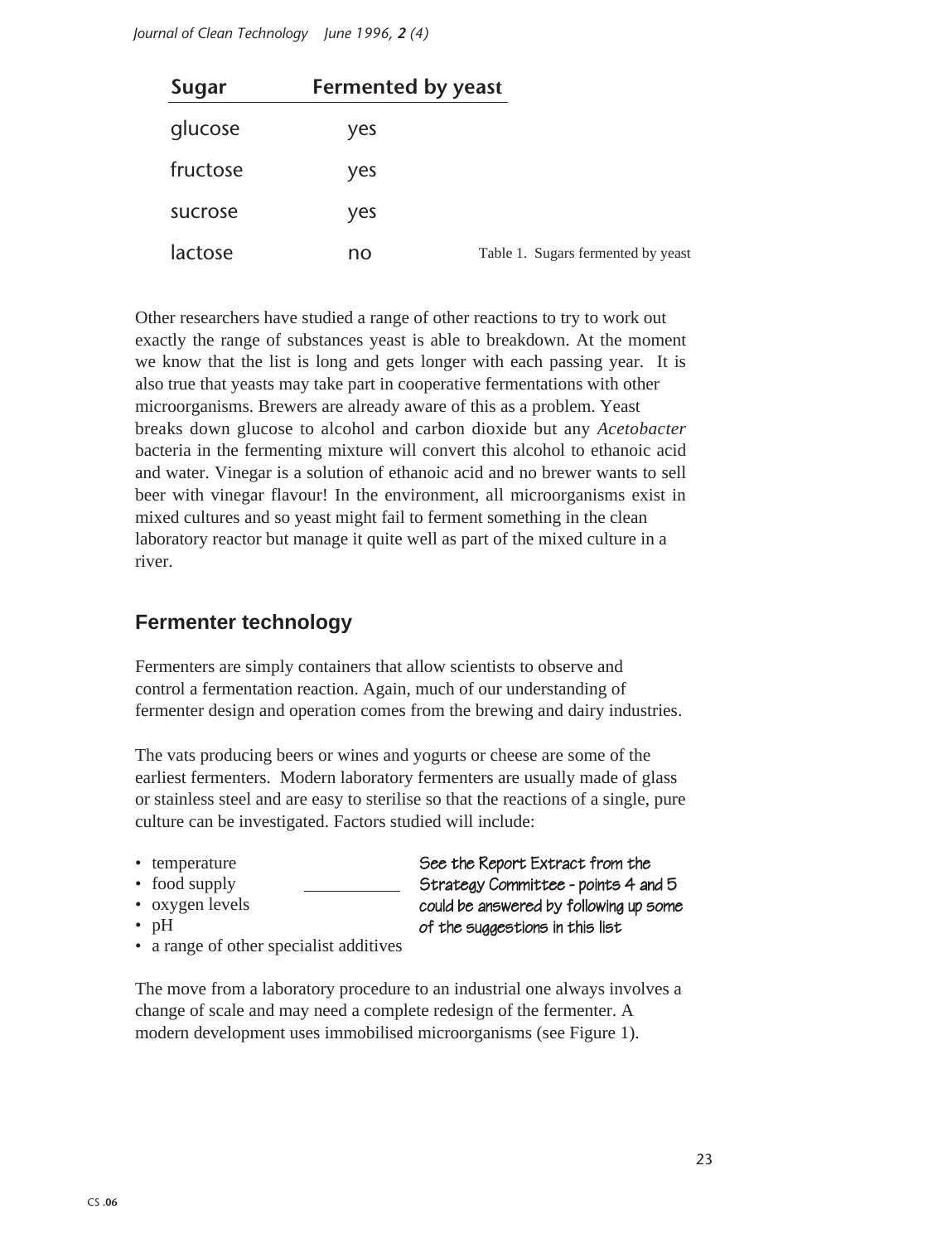| Sugar | Fermented by yeast |
| --- | --- |
| glucose | yes |
| fructose | yes |
| sucrose | yes |
| lactose | no |

Table 1. Sugars fermented by yeast

Other researchers have studied a range of other reactions to try to work out exactly the range of substances yeast is able to breakdown. At the moment we know that the list is long and gets longer with each passing year. It is also true that yeasts may take part in cooperative fermentations with other microorganisms. Brewers are already aware of this as a problem. Yeast breaks down glucose to alcohol and carbon dioxide but any *Acetobacter* bacteria in the fermenting mixture will convert this alcohol to ethanoic acid and water. Vinegar is a solution of ethanoic acid and no brewer wants to sell beer with vinegar flavour! In the environment, all microorganisms exist in mixed cultures and so yeast might fail to ferment something in the clean laboratory reactor but manage it quite well as part of the mixed culture in a river.

## Fermenter technology

Fermenters are simply containers that allow scientists to observe and control a fermentation reaction. Again, much of our understanding of fermenter design and operation comes from the brewing and dairy industries.

The vats producing beers or wines and yogurts or cheese are some of the earliest fermenters. Modern laboratory fermenters are usually made of glass or stainless steel and are easy to sterilise so that the reactions of a single, pure culture can be investigated. Factors studied will include:

- temperature
- food supply
- oxygen levels
- pH
- a range of other specialist additives

See the Report Extract from the Strategy Committee - points 4 and 5 could be answered by following up some of the suggestions in this list

The move from a laboratory procedure to an industrial one always involves a change of scale and may need a complete redesign of the fermenter. A modern development uses immobilised microorganisms (see Figure 1).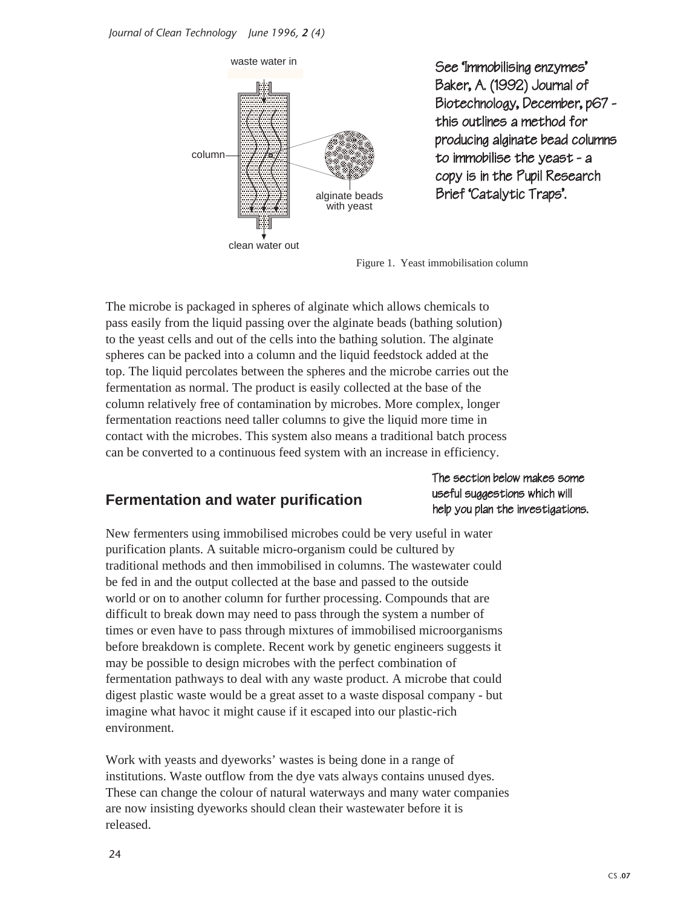waste water in

column

alginate beads with yeast

clean water out

See 'Immobilising enzymes' Baker, A. (1992) Journal of Biotechnology, December, p67 - this outlines a method for producing alginate bead columns to immobilise the yeast - a copy is in the Pupil Research Brief 'Catalytic Traps'.

Figure 1. Yeast immobilisation column

The microbe is packaged in spheres of alginate which allows chemicals to pass easily from the liquid passing over the alginate beads (bathing solution) to the yeast cells and out of the cells into the bathing solution. The alginate spheres can be packed into a column and the liquid feedstock added at the top. The liquid percolates between the spheres and the microbe carries out the fermentation as normal. The product is easily collected at the base of the column relatively free of contamination by microbes. More complex, longer fermentation reactions need taller columns to give the liquid more time in contact with the microbes. This system also means a traditional batch process can be converted to a continuous feed system with an increase in efficiency.

## Fermentation and water purification

The section below makes some useful suggestions which will help you plan the investigations.

New fermenters using immobilised microbes could be very useful in water purification plants. A suitable micro-organism could be cultured by traditional methods and then immobilised in columns. The wastewater could be fed in and the output collected at the base and passed to the outside world or on to another column for further processing. Compounds that are difficult to break down may need to pass through the system a number of times or even have to pass through mixtures of immobilised microorganisms before breakdown is complete. Recent work by genetic engineers suggests it may be possible to design microbes with the perfect combination of fermentation pathways to deal with any waste product. A microbe that could digest plastic waste would be a great asset to a waste disposal company - but imagine what havoc it might cause if it escaped into our plastic-rich environment.

Work with yeasts and dyeworks' wastes is being done in a range of institutions. Waste outflow from the dye vats always contains unused dyes. These can change the colour of natural waterways and many water companies are now insisting dyeworks should clean their wastewater before it is released.